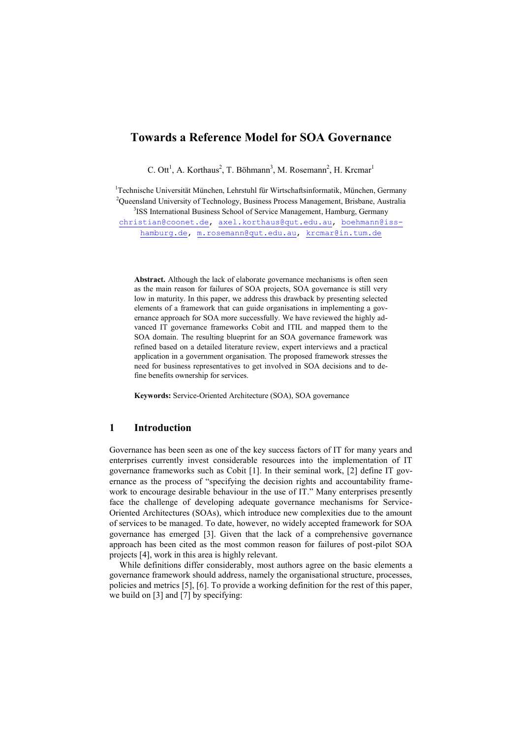# Towards a Reference Model for SOA Governance

C. Ott[1], A. Korthaus[2], T. Böhmann[3], M. Rosemann[2], H. Krcmar[1]

[1]Technische Universität München, Lehrstuhl für Wirtschaftsinformatik, München, Germany
[2]Queensland University of Technology, Business Process Management, Brisbane, Australia
[3]ISS International Business School of Service Management, Hamburg, Germany
christian@coonet.de, axel.korthaus@qut.edu.au, boehmann@iss-hamburg.de, m.rosemann@qut.edu.au, krcmar@in.tum.de

**Abstract.** Although the lack of elaborate governance mechanisms is often seen as the main reason for failures of SOA projects, SOA governance is still very low in maturity. In this paper, we address this drawback by presenting selected elements of a framework that can guide organisations in implementing a governance approach for SOA more successfully. We have reviewed the highly advanced IT governance frameworks Cobit and ITIL and mapped them to the SOA domain. The resulting blueprint for an SOA governance framework was refined based on a detailed literature review, expert interviews and a practical application in a government organisation. The proposed framework stresses the need for business representatives to get involved in SOA decisions and to define benefits ownership for services.

**Keywords:** Service-Oriented Architecture (SOA), SOA governance

## 1 Introduction

Governance has been seen as one of the key success factors of IT for many years and enterprises currently invest considerable resources into the implementation of IT governance frameworks such as Cobit [1]. In their seminal work, [2] define IT governance as the process of "specifying the decision rights and accountability framework to encourage desirable behaviour in the use of IT." Many enterprises presently face the challenge of developing adequate governance mechanisms for Service-Oriented Architectures (SOAs), which introduce new complexities due to the amount of services to be managed. To date, however, no widely accepted framework for SOA governance has emerged [3]. Given that the lack of a comprehensive governance approach has been cited as the most common reason for failures of post-pilot SOA projects [4], work in this area is highly relevant.

While definitions differ considerably, most authors agree on the basic elements a governance framework should address, namely the organisational structure, processes, policies and metrics [5], [6]. To provide a working definition for the rest of this paper, we build on [3] and [7] by specifying: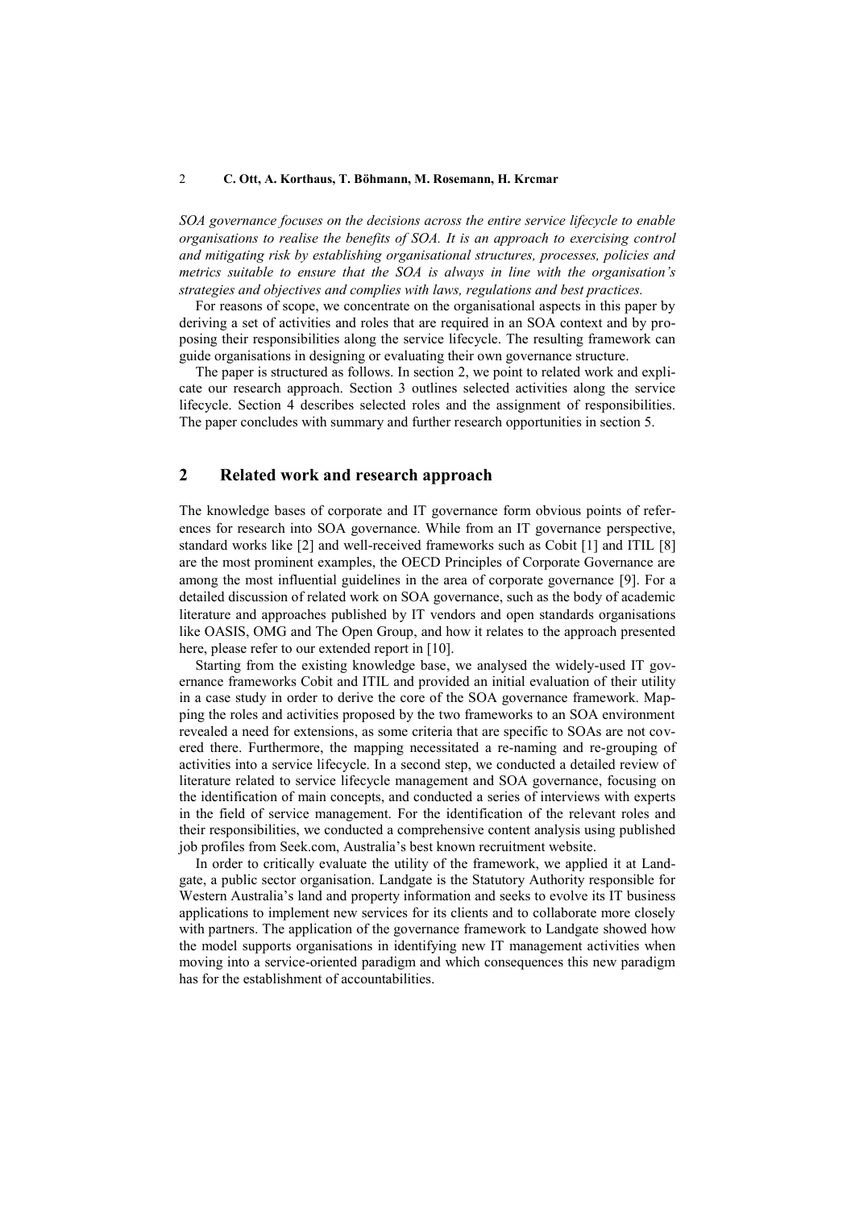*SOA governance focuses on the decisions across the entire service lifecycle to enable organisations to realise the benefits of SOA. It is an approach to exercising control and mitigating risk by establishing organisational structures, processes, policies and metrics suitable to ensure that the SOA is always in line with the organisation's strategies and objectives and complies with laws, regulations and best practices.*

For reasons of scope, we concentrate on the organisational aspects in this paper by deriving a set of activities and roles that are required in an SOA context and by proposing their responsibilities along the service lifecycle. The resulting framework can guide organisations in designing or evaluating their own governance structure.

The paper is structured as follows. In section 2, we point to related work and explicate our research approach. Section 3 outlines selected activities along the service lifecycle. Section 4 describes selected roles and the assignment of responsibilities. The paper concludes with summary and further research opportunities in section 5.

## 2 Related work and research approach

The knowledge bases of corporate and IT governance form obvious points of references for research into SOA governance. While from an IT governance perspective, standard works like [2] and well-received frameworks such as Cobit [1] and ITIL [8] are the most prominent examples, the OECD Principles of Corporate Governance are among the most influential guidelines in the area of corporate governance [9]. For a detailed discussion of related work on SOA governance, such as the body of academic literature and approaches published by IT vendors and open standards organisations like OASIS, OMG and The Open Group, and how it relates to the approach presented here, please refer to our extended report in [10].

Starting from the existing knowledge base, we analysed the widely-used IT governance frameworks Cobit and ITIL and provided an initial evaluation of their utility in a case study in order to derive the core of the SOA governance framework. Mapping the roles and activities proposed by the two frameworks to an SOA environment revealed a need for extensions, as some criteria that are specific to SOAs are not covered there. Furthermore, the mapping necessitated a re-naming and re-grouping of activities into a service lifecycle. In a second step, we conducted a detailed review of literature related to service lifecycle management and SOA governance, focusing on the identification of main concepts, and conducted a series of interviews with experts in the field of service management. For the identification of the relevant roles and their responsibilities, we conducted a comprehensive content analysis using published job profiles from Seek.com, Australia's best known recruitment website.

In order to critically evaluate the utility of the framework, we applied it at Landgate, a public sector organisation. Landgate is the Statutory Authority responsible for Western Australia's land and property information and seeks to evolve its IT business applications to implement new services for its clients and to collaborate more closely with partners. The application of the governance framework to Landgate showed how the model supports organisations in identifying new IT management activities when moving into a service-oriented paradigm and which consequences this new paradigm has for the establishment of accountabilities.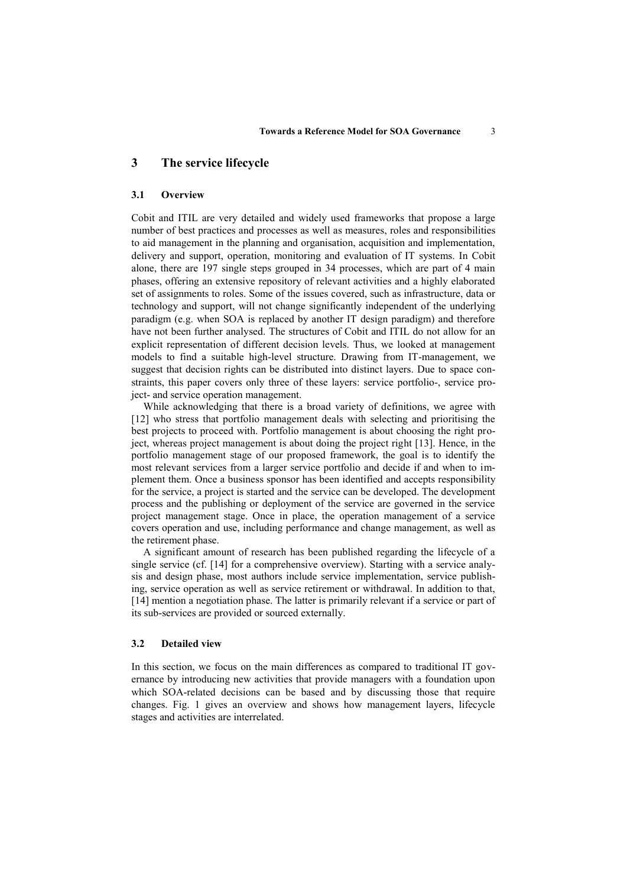## 3 The service lifecycle

### 3.1 Overview

Cobit and ITIL are very detailed and widely used frameworks that propose a large number of best practices and processes as well as measures, roles and responsibilities to aid management in the planning and organisation, acquisition and implementation, delivery and support, operation, monitoring and evaluation of IT systems. In Cobit alone, there are 197 single steps grouped in 34 processes, which are part of 4 main phases, offering an extensive repository of relevant activities and a highly elaborated set of assignments to roles. Some of the issues covered, such as infrastructure, data or technology and support, will not change significantly independent of the underlying paradigm (e.g. when SOA is replaced by another IT design paradigm) and therefore have not been further analysed. The structures of Cobit and ITIL do not allow for an explicit representation of different decision levels. Thus, we looked at management models to find a suitable high-level structure. Drawing from IT-management, we suggest that decision rights can be distributed into distinct layers. Due to space constraints, this paper covers only three of these layers: service portfolio-, service project- and service operation management.

While acknowledging that there is a broad variety of definitions, we agree with [12] who stress that portfolio management deals with selecting and prioritising the best projects to proceed with. Portfolio management is about choosing the right project, whereas project management is about doing the project right [13]. Hence, in the portfolio management stage of our proposed framework, the goal is to identify the most relevant services from a larger service portfolio and decide if and when to implement them. Once a business sponsor has been identified and accepts responsibility for the service, a project is started and the service can be developed. The development process and the publishing or deployment of the service are governed in the service project management stage. Once in place, the operation management of a service covers operation and use, including performance and change management, as well as the retirement phase.

A significant amount of research has been published regarding the lifecycle of a single service (cf. [14] for a comprehensive overview). Starting with a service analysis and design phase, most authors include service implementation, service publishing, service operation as well as service retirement or withdrawal. In addition to that, [14] mention a negotiation phase. The latter is primarily relevant if a service or part of its sub-services are provided or sourced externally.

### 3.2 Detailed view

In this section, we focus on the main differences as compared to traditional IT governance by introducing new activities that provide managers with a foundation upon which SOA-related decisions can be based and by discussing those that require changes. Fig. 1 gives an overview and shows how management layers, lifecycle stages and activities are interrelated.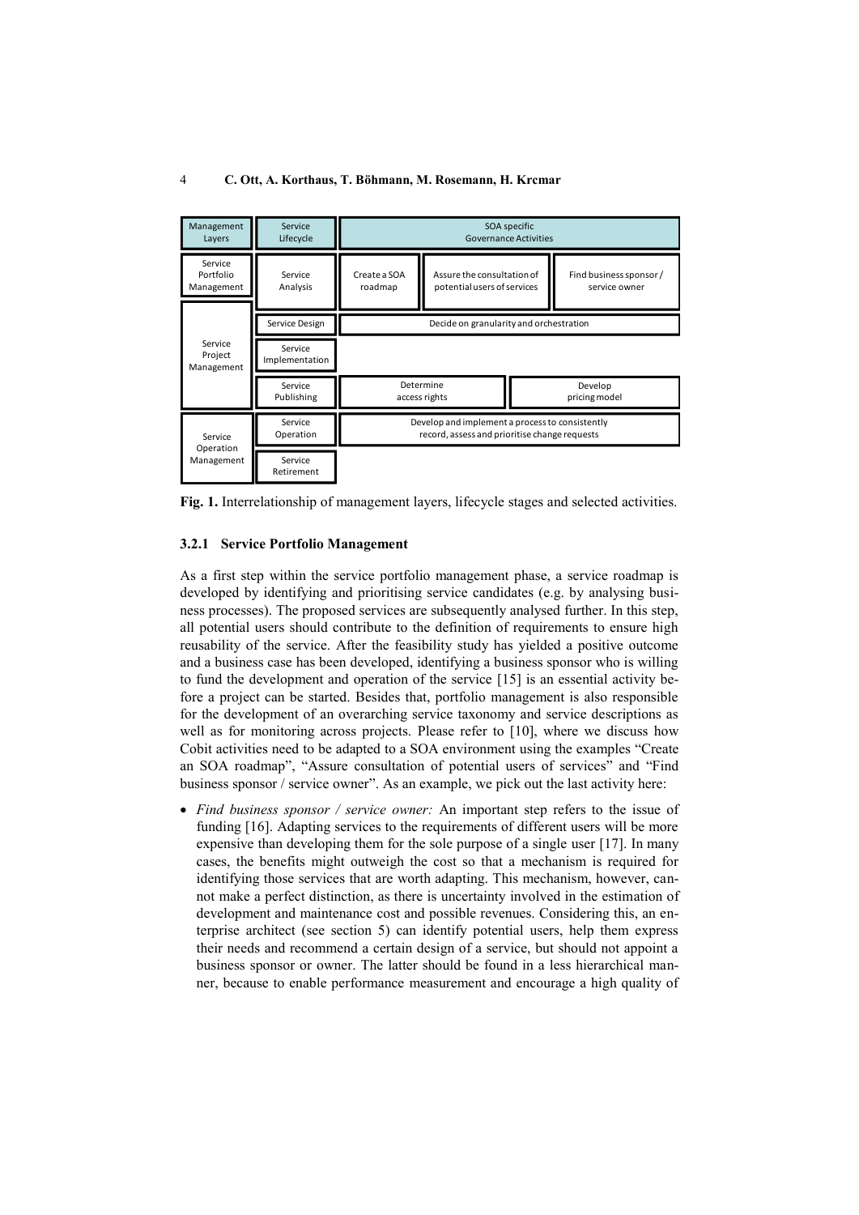| Management Layers | Service Lifecycle | SOA specific Governance Activities | | |
|---|---|---|---|---|
| Service Portfolio Management | Service Analysis | Create a SOA roadmap | Assure the consultation of potential users of services | Find business sponsor / service owner |
| Service Project Management | Service Design | Decide on granularity and orchestration | | |
| | Service Implementation | | | |
| | Service Publishing | Determine access rights | | Develop pricing model |
| Service Operation Management | Service Operation | Develop and implement a process to consistently record, assess and prioritise change requests | | |
| | Service Retirement | | | |

**Fig. 1.** Interrelationship of management layers, lifecycle stages and selected activities.

### 3.2.1 Service Portfolio Management

As a first step within the service portfolio management phase, a service roadmap is developed by identifying and prioritising service candidates (e.g. by analysing business processes). The proposed services are subsequently analysed further. In this step, all potential users should contribute to the definition of requirements to ensure high reusability of the service. After the feasibility study has yielded a positive outcome and a business case has been developed, identifying a business sponsor who is willing to fund the development and operation of the service [15] is an essential activity before a project can be started. Besides that, portfolio management is also responsible for the development of an overarching service taxonomy and service descriptions as well as for monitoring across projects. Please refer to [10], where we discuss how Cobit activities need to be adapted to a SOA environment using the examples "Create an SOA roadmap", "Assure consultation of potential users of services" and "Find business sponsor / service owner". As an example, we pick out the last activity here:

- *Find business sponsor / service owner:* An important step refers to the issue of funding [16]. Adapting services to the requirements of different users will be more expensive than developing them for the sole purpose of a single user [17]. In many cases, the benefits might outweigh the cost so that a mechanism is required for identifying those services that are worth adapting. This mechanism, however, cannot make a perfect distinction, as there is uncertainty involved in the estimation of development and maintenance cost and possible revenues. Considering this, an enterprise architect (see section 5) can identify potential users, help them express their needs and recommend a certain design of a service, but should not appoint a business sponsor or owner. The latter should be found in a less hierarchical manner, because to enable performance measurement and encourage a high quality of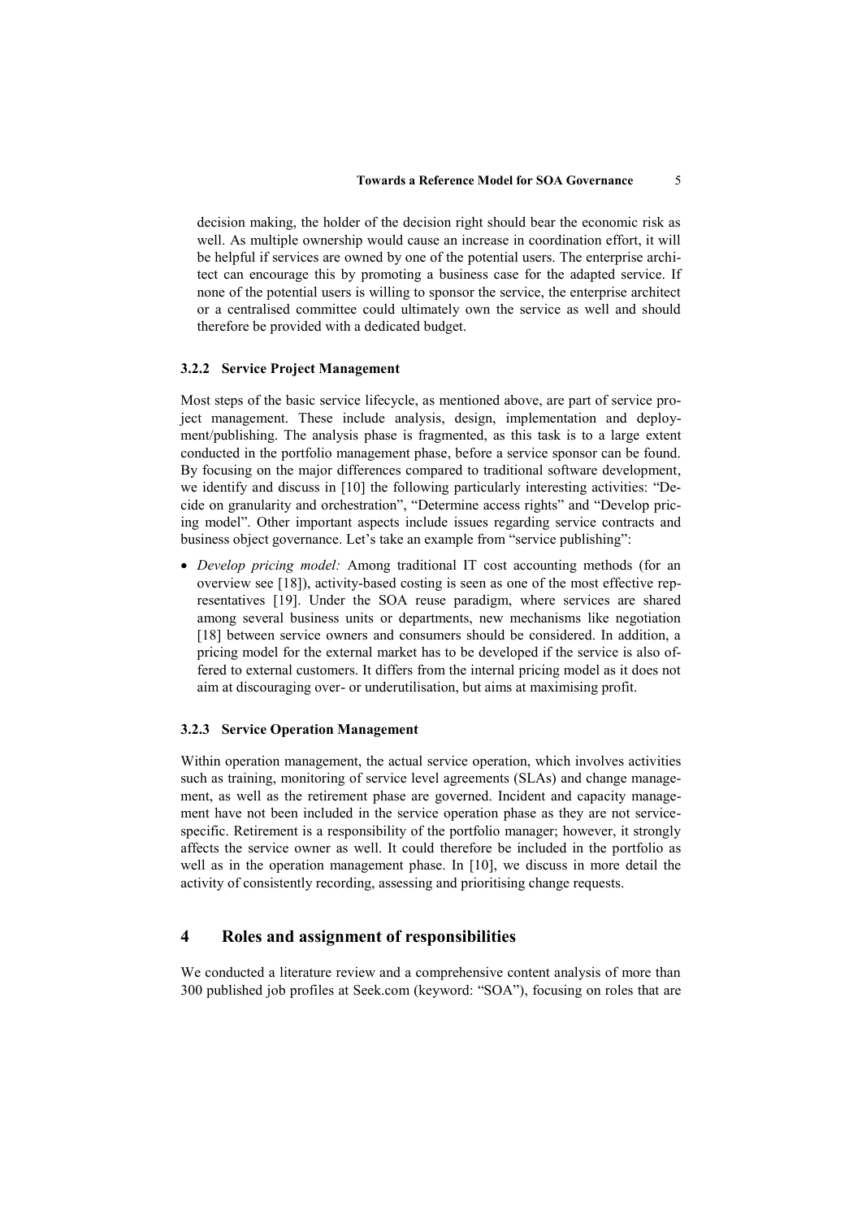decision making, the holder of the decision right should bear the economic risk as well. As multiple ownership would cause an increase in coordination effort, it will be helpful if services are owned by one of the potential users. The enterprise architect can encourage this by promoting a business case for the adapted service. If none of the potential users is willing to sponsor the service, the enterprise architect or a centralised committee could ultimately own the service as well and should therefore be provided with a dedicated budget.

### 3.2.2 Service Project Management

Most steps of the basic service lifecycle, as mentioned above, are part of service project management. These include analysis, design, implementation and deployment/publishing. The analysis phase is fragmented, as this task is to a large extent conducted in the portfolio management phase, before a service sponsor can be found. By focusing on the major differences compared to traditional software development, we identify and discuss in [10] the following particularly interesting activities: "Decide on granularity and orchestration", "Determine access rights" and "Develop pricing model". Other important aspects include issues regarding service contracts and business object governance. Let's take an example from "service publishing":

- *Develop pricing model:* Among traditional IT cost accounting methods (for an overview see [18]), activity-based costing is seen as one of the most effective representatives [19]. Under the SOA reuse paradigm, where services are shared among several business units or departments, new mechanisms like negotiation [18] between service owners and consumers should be considered. In addition, a pricing model for the external market has to be developed if the service is also offered to external customers. It differs from the internal pricing model as it does not aim at discouraging over- or underutilisation, but aims at maximising profit.

### 3.2.3 Service Operation Management

Within operation management, the actual service operation, which involves activities such as training, monitoring of service level agreements (SLAs) and change management, as well as the retirement phase are governed. Incident and capacity management have not been included in the service operation phase as they are not service-specific. Retirement is a responsibility of the portfolio manager; however, it strongly affects the service owner as well. It could therefore be included in the portfolio as well as in the operation management phase. In [10], we discuss in more detail the activity of consistently recording, assessing and prioritising change requests.

## 4 Roles and assignment of responsibilities

We conducted a literature review and a comprehensive content analysis of more than 300 published job profiles at Seek.com (keyword: "SOA"), focusing on roles that are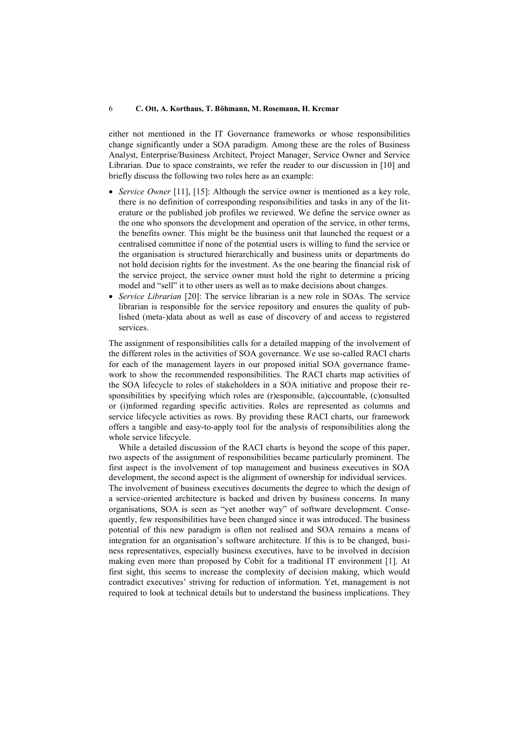either not mentioned in the IT Governance frameworks or whose responsibilities change significantly under a SOA paradigm. Among these are the roles of Business Analyst, Enterprise/Business Architect, Project Manager, Service Owner and Service Librarian. Due to space constraints, we refer the reader to our discussion in [10] and briefly discuss the following two roles here as an example:

- *Service Owner* [11], [15]: Although the service owner is mentioned as a key role, there is no definition of corresponding responsibilities and tasks in any of the literature or the published job profiles we reviewed. We define the service owner as the one who sponsors the development and operation of the service, in other terms, the benefits owner. This might be the business unit that launched the request or a centralised committee if none of the potential users is willing to fund the service or the organisation is structured hierarchically and business units or departments do not hold decision rights for the investment. As the one bearing the financial risk of the service project, the service owner must hold the right to determine a pricing model and "sell" it to other users as well as to make decisions about changes.
- *Service Librarian* [20]: The service librarian is a new role in SOAs. The service librarian is responsible for the service repository and ensures the quality of published (meta-)data about as well as ease of discovery of and access to registered services.

The assignment of responsibilities calls for a detailed mapping of the involvement of the different roles in the activities of SOA governance. We use so-called RACI charts for each of the management layers in our proposed initial SOA governance framework to show the recommended responsibilities. The RACI charts map activities of the SOA lifecycle to roles of stakeholders in a SOA initiative and propose their responsibilities by specifying which roles are (r)esponsible, (a)ccountable, (c)onsulted or (i)nformed regarding specific activities. Roles are represented as columns and service lifecycle activities as rows. By providing these RACI charts, our framework offers a tangible and easy-to-apply tool for the analysis of responsibilities along the whole service lifecycle.

While a detailed discussion of the RACI charts is beyond the scope of this paper, two aspects of the assignment of responsibilities became particularly prominent. The first aspect is the involvement of top management and business executives in SOA development, the second aspect is the alignment of ownership for individual services. The involvement of business executives documents the degree to which the design of a service-oriented architecture is backed and driven by business concerns. In many organisations, SOA is seen as "yet another way" of software development. Consequently, few responsibilities have been changed since it was introduced. The business potential of this new paradigm is often not realised and SOA remains a means of integration for an organisation's software architecture. If this is to be changed, business representatives, especially business executives, have to be involved in decision making even more than proposed by Cobit for a traditional IT environment [1]. At first sight, this seems to increase the complexity of decision making, which would contradict executives' striving for reduction of information. Yet, management is not required to look at technical details but to understand the business implications. They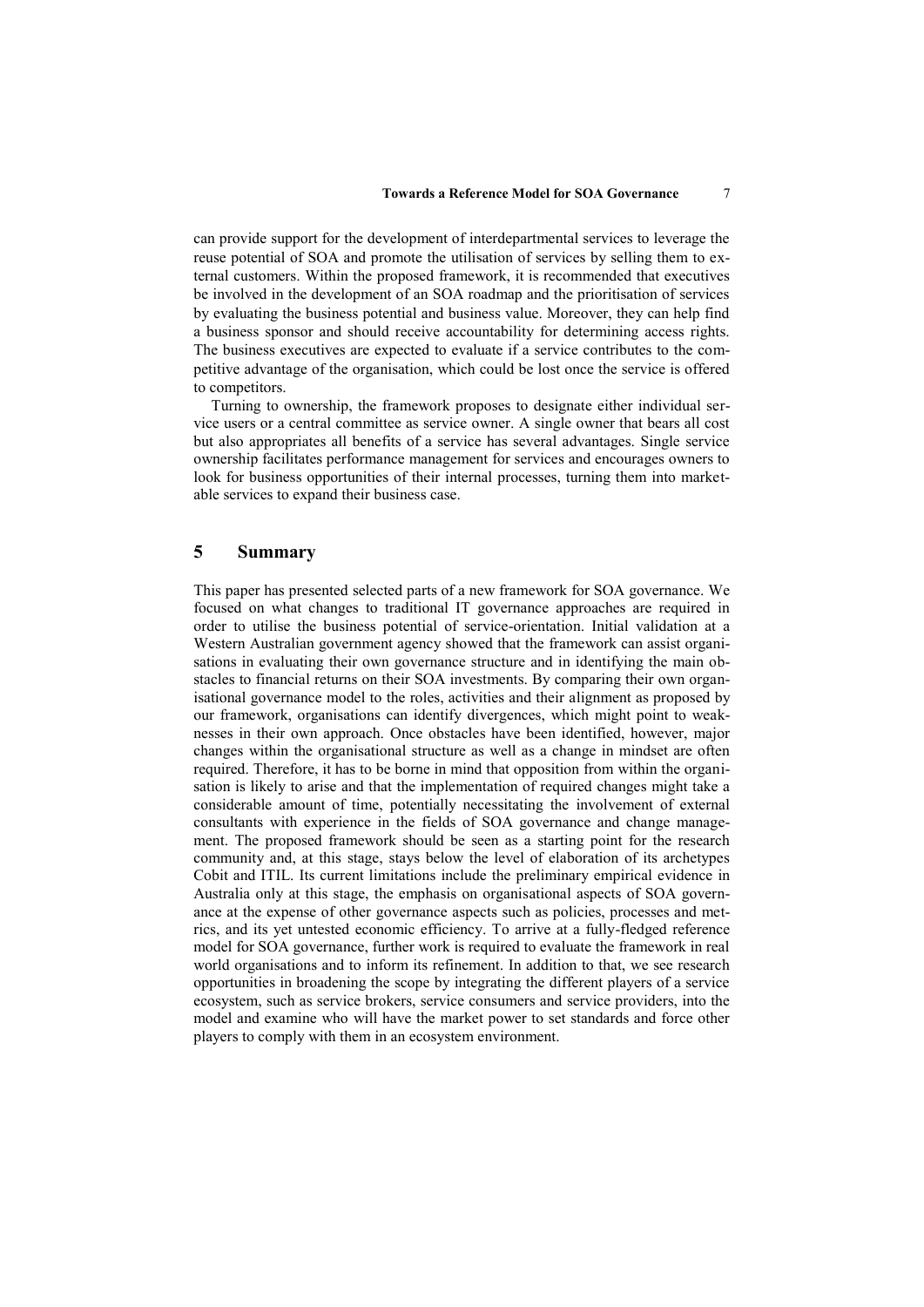can provide support for the development of interdepartmental services to leverage the reuse potential of SOA and promote the utilisation of services by selling them to external customers. Within the proposed framework, it is recommended that executives be involved in the development of an SOA roadmap and the prioritisation of services by evaluating the business potential and business value. Moreover, they can help find a business sponsor and should receive accountability for determining access rights. The business executives are expected to evaluate if a service contributes to the competitive advantage of the organisation, which could be lost once the service is offered to competitors.

Turning to ownership, the framework proposes to designate either individual service users or a central committee as service owner. A single owner that bears all cost but also appropriates all benefits of a service has several advantages. Single service ownership facilitates performance management for services and encourages owners to look for business opportunities of their internal processes, turning them into marketable services to expand their business case.

## 5 Summary

This paper has presented selected parts of a new framework for SOA governance. We focused on what changes to traditional IT governance approaches are required in order to utilise the business potential of service-orientation. Initial validation at a Western Australian government agency showed that the framework can assist organisations in evaluating their own governance structure and in identifying the main obstacles to financial returns on their SOA investments. By comparing their own organisational governance model to the roles, activities and their alignment as proposed by our framework, organisations can identify divergences, which might point to weaknesses in their own approach. Once obstacles have been identified, however, major changes within the organisational structure as well as a change in mindset are often required. Therefore, it has to be borne in mind that opposition from within the organisation is likely to arise and that the implementation of required changes might take a considerable amount of time, potentially necessitating the involvement of external consultants with experience in the fields of SOA governance and change management. The proposed framework should be seen as a starting point for the research community and, at this stage, stays below the level of elaboration of its archetypes Cobit and ITIL. Its current limitations include the preliminary empirical evidence in Australia only at this stage, the emphasis on organisational aspects of SOA governance at the expense of other governance aspects such as policies, processes and metrics, and its yet untested economic efficiency. To arrive at a fully-fledged reference model for SOA governance, further work is required to evaluate the framework in real world organisations and to inform its refinement. In addition to that, we see research opportunities in broadening the scope by integrating the different players of a service ecosystem, such as service brokers, service consumers and service providers, into the model and examine who will have the market power to set standards and force other players to comply with them in an ecosystem environment.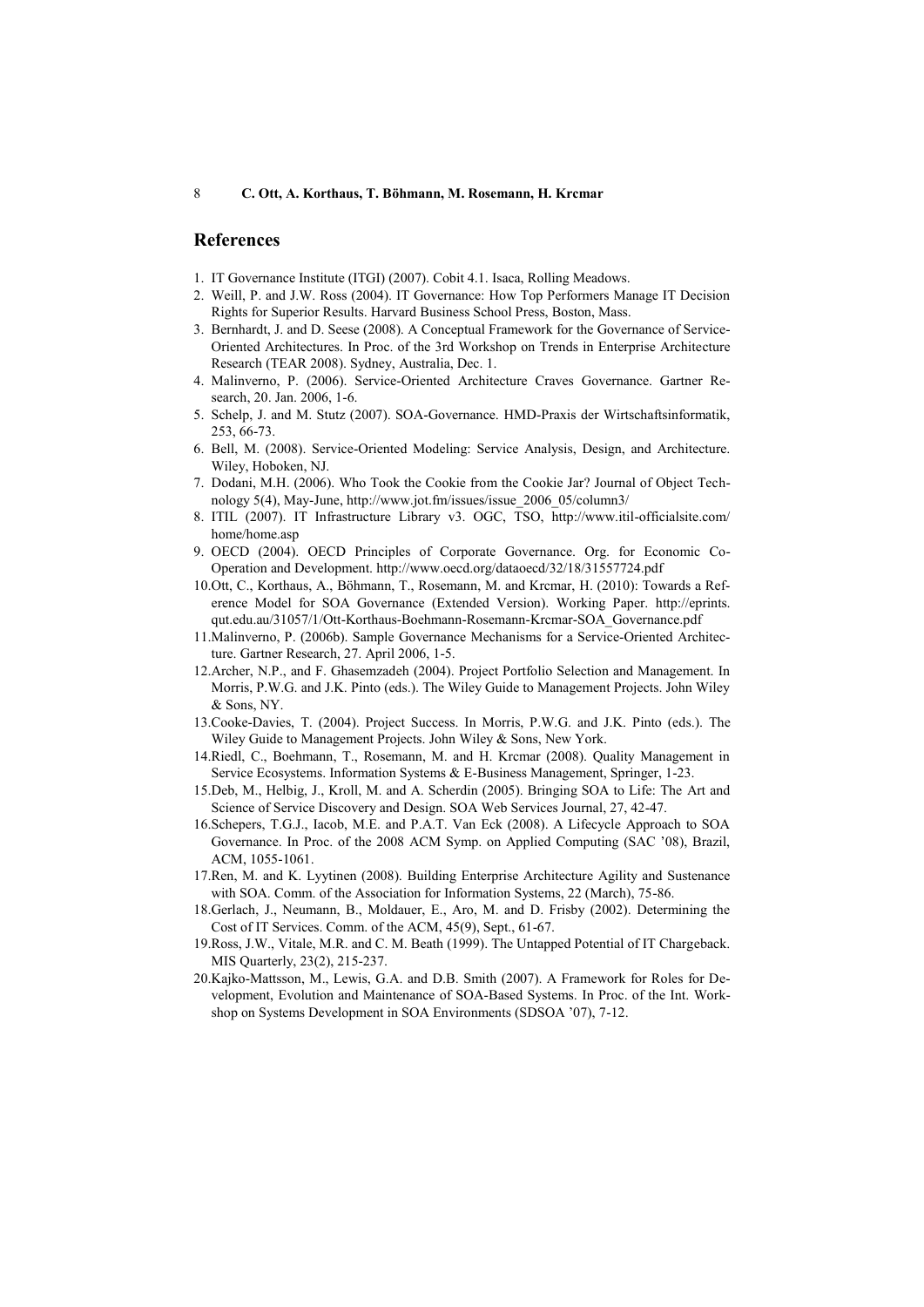## References

1. IT Governance Institute (ITGI) (2007). Cobit 4.1. Isaca, Rolling Meadows.
2. Weill, P. and J.W. Ross (2004). IT Governance: How Top Performers Manage IT Decision Rights for Superior Results. Harvard Business School Press, Boston, Mass.
3. Bernhardt, J. and D. Seese (2008). A Conceptual Framework for the Governance of Service-Oriented Architectures. In Proc. of the 3rd Workshop on Trends in Enterprise Architecture Research (TEAR 2008). Sydney, Australia, Dec. 1.
4. Malinverno, P. (2006). Service-Oriented Architecture Craves Governance. Gartner Research, 20. Jan. 2006, 1-6.
5. Schelp, J. and M. Stutz (2007). SOA-Governance. HMD-Praxis der Wirtschaftsinformatik, 253, 66-73.
6. Bell, M. (2008). Service-Oriented Modeling: Service Analysis, Design, and Architecture. Wiley, Hoboken, NJ.
7. Dodani, M.H. (2006). Who Took the Cookie from the Cookie Jar? Journal of Object Technology 5(4), May-June, http://www.jot.fm/issues/issue_2006_05/column3/
8. ITIL (2007). IT Infrastructure Library v3. OGC, TSO, http://www.itil-officialsite.com/home/home.asp
9. OECD (2004). OECD Principles of Corporate Governance. Org. for Economic Co-Operation and Development. http://www.oecd.org/dataoecd/32/18/31557724.pdf
10. Ott, C., Korthaus, A., Böhmann, T., Rosemann, M. and Krcmar, H. (2010): Towards a Reference Model for SOA Governance (Extended Version). Working Paper. http://eprints.qut.edu.au/31057/1/Ott-Korthaus-Boehmann-Rosemann-Krcmar-SOA_Governance.pdf
11. Malinverno, P. (2006b). Sample Governance Mechanisms for a Service-Oriented Architecture. Gartner Research, 27. April 2006, 1-5.
12. Archer, N.P., and F. Ghasemzadeh (2004). Project Portfolio Selection and Management. In Morris, P.W.G. and J.K. Pinto (eds.). The Wiley Guide to Management Projects. John Wiley & Sons, NY.
13. Cooke-Davies, T. (2004). Project Success. In Morris, P.W.G. and J.K. Pinto (eds.). The Wiley Guide to Management Projects. John Wiley & Sons, New York.
14. Riedl, C., Boehmann, T., Rosemann, M. and H. Krcmar (2008). Quality Management in Service Ecosystems. Information Systems & E-Business Management, Springer, 1-23.
15. Deb, M., Helbig, J., Kroll, M. and A. Scherdin (2005). Bringing SOA to Life: The Art and Science of Service Discovery and Design. SOA Web Services Journal, 27, 42-47.
16. Schepers, T.G.J., Iacob, M.E. and P.A.T. Van Eck (2008). A Lifecycle Approach to SOA Governance. In Proc. of the 2008 ACM Symp. on Applied Computing (SAC '08), Brazil, ACM, 1055-1061.
17. Ren, M. and K. Lyytinen (2008). Building Enterprise Architecture Agility and Sustenance with SOA. Comm. of the Association for Information Systems, 22 (March), 75-86.
18. Gerlach, J., Neumann, B., Moldauer, E., Aro, M. and D. Frisby (2002). Determining the Cost of IT Services. Comm. of the ACM, 45(9), Sept., 61-67.
19. Ross, J.W., Vitale, M.R. and C. M. Beath (1999). The Untapped Potential of IT Chargeback. MIS Quarterly, 23(2), 215-237.
20. Kajko-Mattsson, M., Lewis, G.A. and D.B. Smith (2007). A Framework for Roles for Development, Evolution and Maintenance of SOA-Based Systems. In Proc. of the Int. Workshop on Systems Development in SOA Environments (SDSOA '07), 7-12.